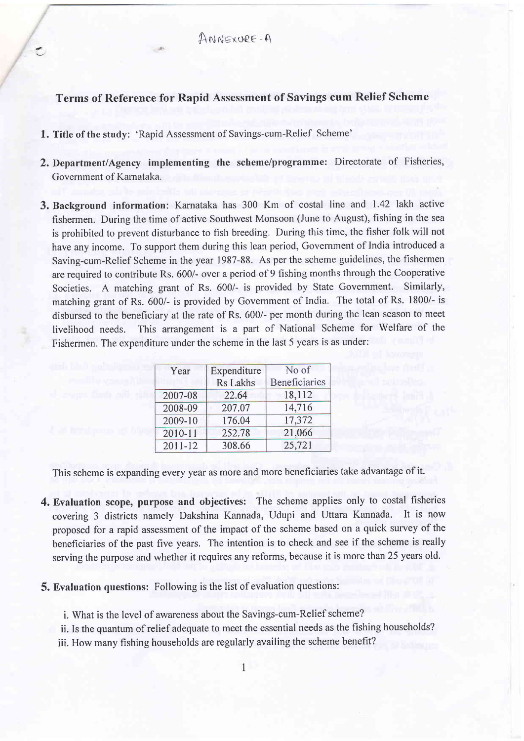ANNEXURE-A

## Terms of Reference for Rapid Assessment of Savings cum Relief Scheme

1. **Title of the study:** 'Rapid Assessment of Savings-cum-Relief Scheme'

2. **Department/Agency implementing the scheme/programme:** Directorate of Fisheries, Government of Karnataka.

3. **Background information:** Karnataka has 300 Km of costal line and 1.42 lakh active fishermen. During the time of active Southwest Monsoon (June to August), fishing in the sea is prohibited to prevent disturbance to fish breeding. During this time, the fisher folk will not have any income. To support them during this lean period, Government of India introduced a Saving-cum-Relief Scheme in the year 1987-88. As per the scheme guidelines, the fishermen are required to contribute Rs. 600/- over a period of 9 fishing months through the Cooperative Societies. A matching grant of Rs. 600/- is provided by State Government. Similarly, matching grant of Rs. 600/- is provided by Government of India. The total of Rs. 1800/- is disbursed to the beneficiary at the rate of Rs. 600/- per month during the lean season to meet livelihood needs. This arrangement is a part of National Scheme for Welfare of the Fishermen. The expenditure under the scheme in the last 5 years is as under:

| Year | Expenditure Rs Lakhs | No of Beneficiaries |
|---|---|---|
| 2007-08 | 22.64 | 18,112 |
| 2008-09 | 207.07 | 14,716 |
| 2009-10 | 176.04 | 17,372 |
| 2010-11 | 252.78 | 21,066 |
| 2011-12 | 308.66 | 25,721 |

This scheme is expanding every year as more and more beneficiaries take advantage of it.

4. **Evaluation scope, purpose and objectives:** The scheme applies only to costal fisheries covering 3 districts namely Dakshina Kannada, Udupi and Uttara Kannada. It is now proposed for a rapid assessment of the impact of the scheme based on a quick survey of the beneficiaries of the past five years. The intention is to check and see if the scheme is really serving the purpose and whether it requires any reforms, because it is more than 25 years old.

5. **Evaluation questions:** Following is the list of evaluation questions:

   i. What is the level of awareness about the Savings-cum-Relief scheme?
   
   ii. Is the quantum of relief adequate to meet the essential needs as the fishing households?
   
   iii. How many fishing households are regularly availing the scheme benefit?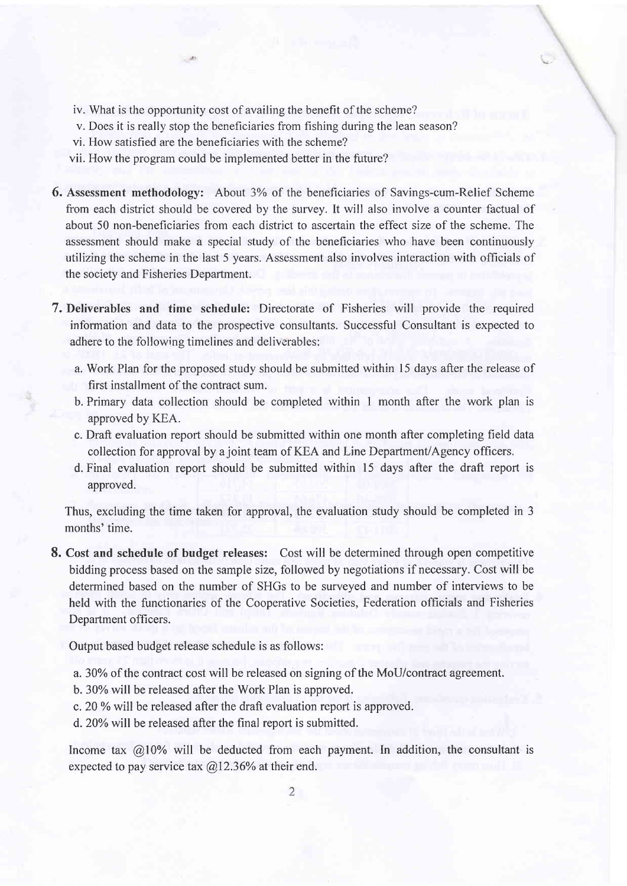iv. What is the opportunity cost of availing the benefit of the scheme?

v. Does it is really stop the beneficiaries from fishing during the lean season?

vi. How satisfied are the beneficiaries with the scheme?

vii. How the program could be implemented better in the future?

**6. Assessment methodology:** About 3% of the beneficiaries of Savings-cum-Relief Scheme from each district should be covered by the survey. It will also involve a counter factual of about 50 non-beneficiaries from each district to ascertain the effect size of the scheme. The assessment should make a special study of the beneficiaries who have been continuously utilizing the scheme in the last 5 years. Assessment also involves interaction with officials of the society and Fisheries Department.

**7. Deliverables and time schedule:** Directorate of Fisheries will provide the required information and data to the prospective consultants. Successful Consultant is expected to adhere to the following timelines and deliverables:

a. Work Plan for the proposed study should be submitted within 15 days after the release of first installment of the contract sum.

b. Primary data collection should be completed within 1 month after the work plan is approved by KEA.

c. Draft evaluation report should be submitted within one month after completing field data collection for approval by a joint team of KEA and Line Department/Agency officers.

d. Final evaluation report should be submitted within 15 days after the draft report is approved.

Thus, excluding the time taken for approval, the evaluation study should be completed in 3 months' time.

**8. Cost and schedule of budget releases:** Cost will be determined through open competitive bidding process based on the sample size, followed by negotiations if necessary. Cost will be determined based on the number of SHGs to be surveyed and number of interviews to be held with the functionaries of the Cooperative Societies, Federation officials and Fisheries Department officers.

Output based budget release schedule is as follows:

a. 30% of the contract cost will be released on signing of the MoU/contract agreement.

b. 30% will be released after the Work Plan is approved.

c. 20 % will be released after the draft evaluation report is approved.

d. 20% will be released after the final report is submitted.

Income tax @10% will be deducted from each payment. In addition, the consultant is expected to pay service tax @12.36% at their end.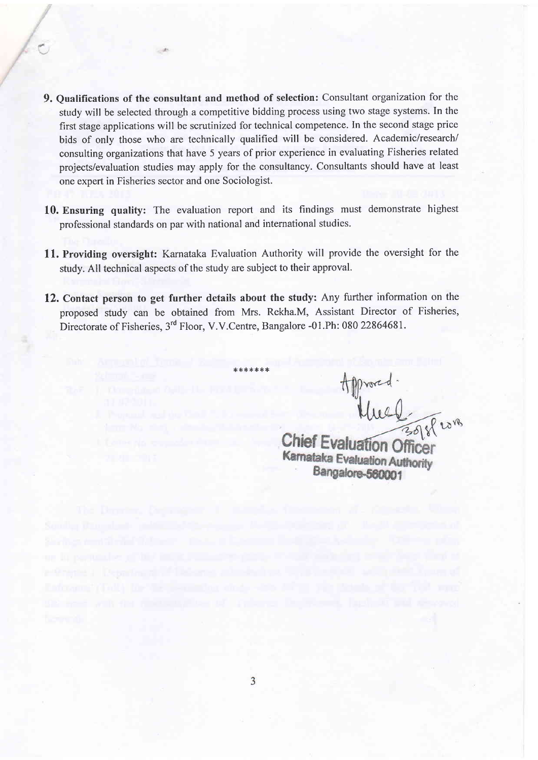9. **Qualifications of the consultant and method of selection:** Consultant organization for the study will be selected through a competitive bidding process using two stage systems. In the first stage applications will be scrutinized for technical competence. In the second stage price bids of only those who are technically qualified will be considered. Academic/research/ consulting organizations that have 5 years of prior experience in evaluating Fisheries related projects/evaluation studies may apply for the consultancy. Consultants should have at least one expert in Fisheries sector and one Sociologist.

10. **Ensuring quality:** The evaluation report and its findings must demonstrate highest professional standards on par with national and international studies.

11. **Providing oversight:** Karnataka Evaluation Authority will provide the oversight for the study. All technical aspects of the study are subject to their approval.

12. **Contact person to get further details about the study:** Any further information on the proposed study can be obtained from Mrs. Rekha.M, Assistant Director of Fisheries, Directorate of Fisheries, 3rd Floor, V.V.Centre, Bangalore -01.Ph: 080 22864681.

*******

Approved.

30/8/2013

**Chief Evaluation Officer**
**Karnataka Evaluation Authority**
**Bangalore-560001**